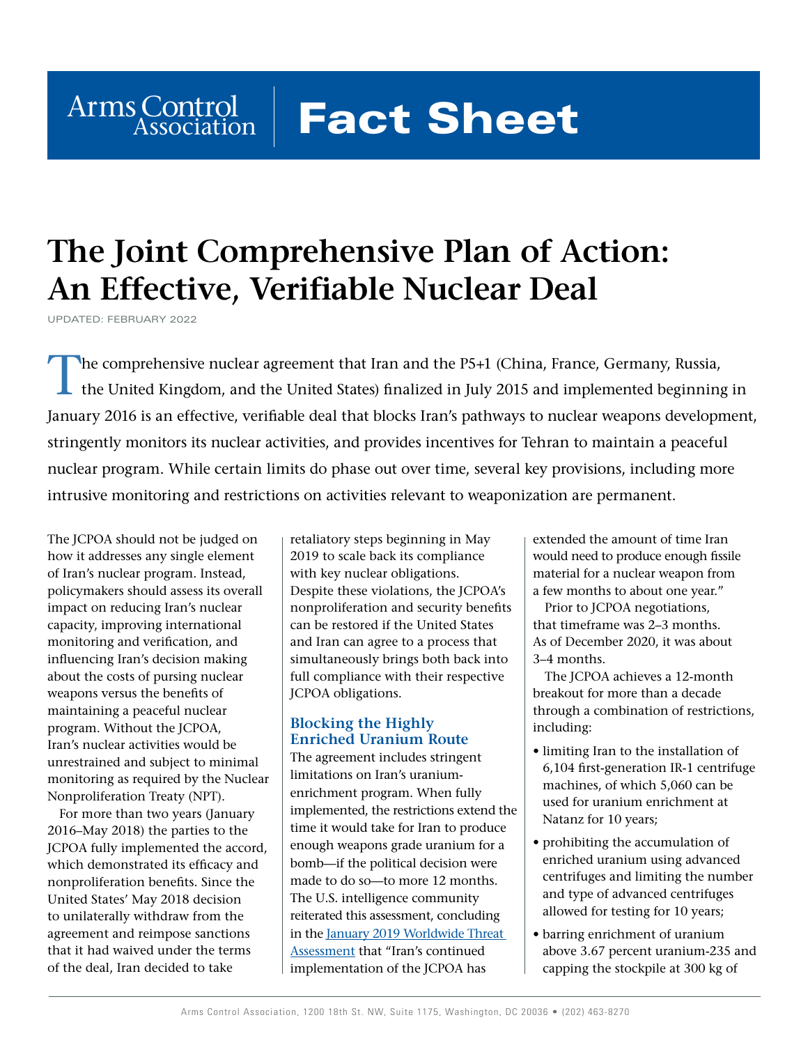Arms Control Association **Fact Sheet**

# The Joint Comprehensive Plan of Action: An Effective, Verifiable Nuclear Deal

UPDATED: FEBRUARY 2022

The comprehensive nuclear agreement that Iran and the P5+1 (China, France, Germany, Russia, the United Kingdom, and the United States) finalized in July 2015 and implemented beginning in January 2016 is an effective, verifiable deal that blocks Iran's pathways to nuclear weapons development, stringently monitors its nuclear activities, and provides incentives for Tehran to maintain a peaceful nuclear program. While certain limits do phase out over time, several key provisions, including more intrusive monitoring and restrictions on activities relevant to weaponization are permanent.

The JCPOA should not be judged on how it addresses any single element of Iran's nuclear program. Instead, policymakers should assess its overall impact on reducing Iran's nuclear capacity, improving international monitoring and verification, and influencing Iran's decision making about the costs of pursing nuclear weapons versus the benefits of maintaining a peaceful nuclear program. Without the JCPOA, Iran's nuclear activities would be unrestrained and subject to minimal monitoring as required by the Nuclear Nonproliferation Treaty (NPT).

For more than two years (January 2016–May 2018) the parties to the JCPOA fully implemented the accord, which demonstrated its efficacy and nonproliferation benefits. Since the United States' May 2018 decision to unilaterally withdraw from the agreement and reimpose sanctions that it had waived under the terms of the deal, Iran decided to take retaliatory steps beginning in May 2019 to scale back its compliance with key nuclear obligations. Despite these violations, the JCPOA's nonproliferation and security benefits can be restored if the United States and Iran can agree to a process that simultaneously brings both back into full compliance with their respective JCPOA obligations.

## Blocking the Highly Enriched Uranium Route

The agreement includes stringent limitations on Iran's uranium-enrichment program. When fully implemented, the restrictions extend the time it would take for Iran to produce enough weapons grade uranium for a bomb—if the political decision were made to do so—to more 12 months. The U.S. intelligence community reiterated this assessment, concluding in the [January 2019 Worldwide Threat Assessment] that "Iran's continued implementation of the JCPOA has extended the amount of time Iran would need to produce enough fissile material for a nuclear weapon from a few months to about one year."

Prior to JCPOA negotiations, that timeframe was 2–3 months. As of December 2020, it was about 3–4 months.

The JCPOA achieves a 12-month breakout for more than a decade through a combination of restrictions, including:

- limiting Iran to the installation of 6,104 first-generation IR-1 centrifuge machines, of which 5,060 can be used for uranium enrichment at Natanz for 10 years;
- prohibiting the accumulation of enriched uranium using advanced centrifuges and limiting the number and type of advanced centrifuges allowed for testing for 10 years;
- barring enrichment of uranium above 3.67 percent uranium-235 and capping the stockpile at 300 kg of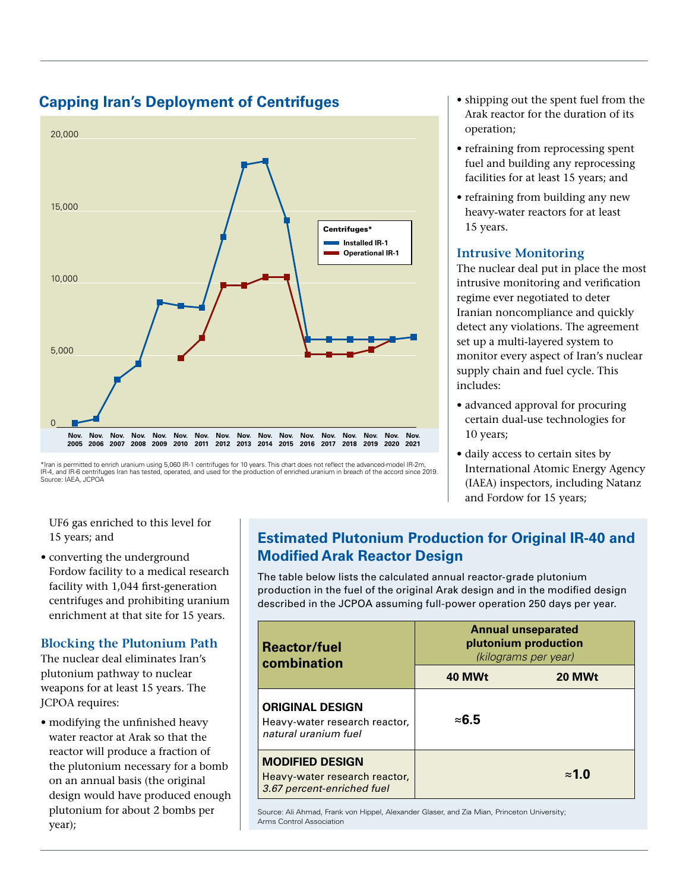## Capping Iran's Deployment of Centrifuges

*Iran is permitted to enrich uranium using 5,060 IR-1 centrifuges for 10 years. This chart does not reflect the advanced-model IR-2m, IR-4, and IR-6 centrifuges Iran has tested, operated, and used for the production of enriched uranium in breach of the accord since 2019.
Source: IAEA, JCPOA

- shipping out the spent fuel from the Arak reactor for the duration of its operation;
- refraining from reprocessing spent fuel and building any reprocessing facilities for at least 15 years; and
- refraining from building any new heavy-water reactors for at least 15 years.

### Intrusive Monitoring

The nuclear deal put in place the most intrusive monitoring and verification regime ever negotiated to deter Iranian noncompliance and quickly detect any violations. The agreement set up a multi-layered system to monitor every aspect of Iran's nuclear supply chain and fuel cycle. This includes:

- advanced approval for procuring certain dual-use technologies for 10 years;
- daily access to certain sites by International Atomic Energy Agency (IAEA) inspectors, including Natanz and Fordow for 15 years;

UF6 gas enriched to this level for 15 years; and

- converting the underground Fordow facility to a medical research facility with 1,044 first-generation centrifuges and prohibiting uranium enrichment at that site for 15 years.

### Blocking the Plutonium Path

The nuclear deal eliminates Iran's plutonium pathway to nuclear weapons for at least 15 years. The JCPOA requires:

- modifying the unfinished heavy water reactor at Arak so that the reactor will produce a fraction of the plutonium necessary for a bomb on an annual basis (the original design would have produced enough plutonium for about 2 bombs per year);

## Estimated Plutonium Production for Original IR-40 and Modified Arak Reactor Design

The table below lists the calculated annual reactor-grade plutonium production in the fuel of the original Arak design and in the modified design described in the JCPOA assuming full-power operation 250 days per year.

| Reactor/fuel combination | Annual unseparated plutonium production *(kilograms per year)* | |
|---|---|---|
| | 40 MWt | 20 MWt |
| **ORIGINAL DESIGN** Heavy-water research reactor, *natural uranium fuel* | **≈6.5** | |
| **MODIFIED DESIGN** Heavy-water research reactor, *3.67 percent-enriched fuel* | | **≈1.0** |

Source: Ali Ahmad, Frank von Hippel, Alexander Glaser, and Zia Mian, Princeton University; Arms Control Association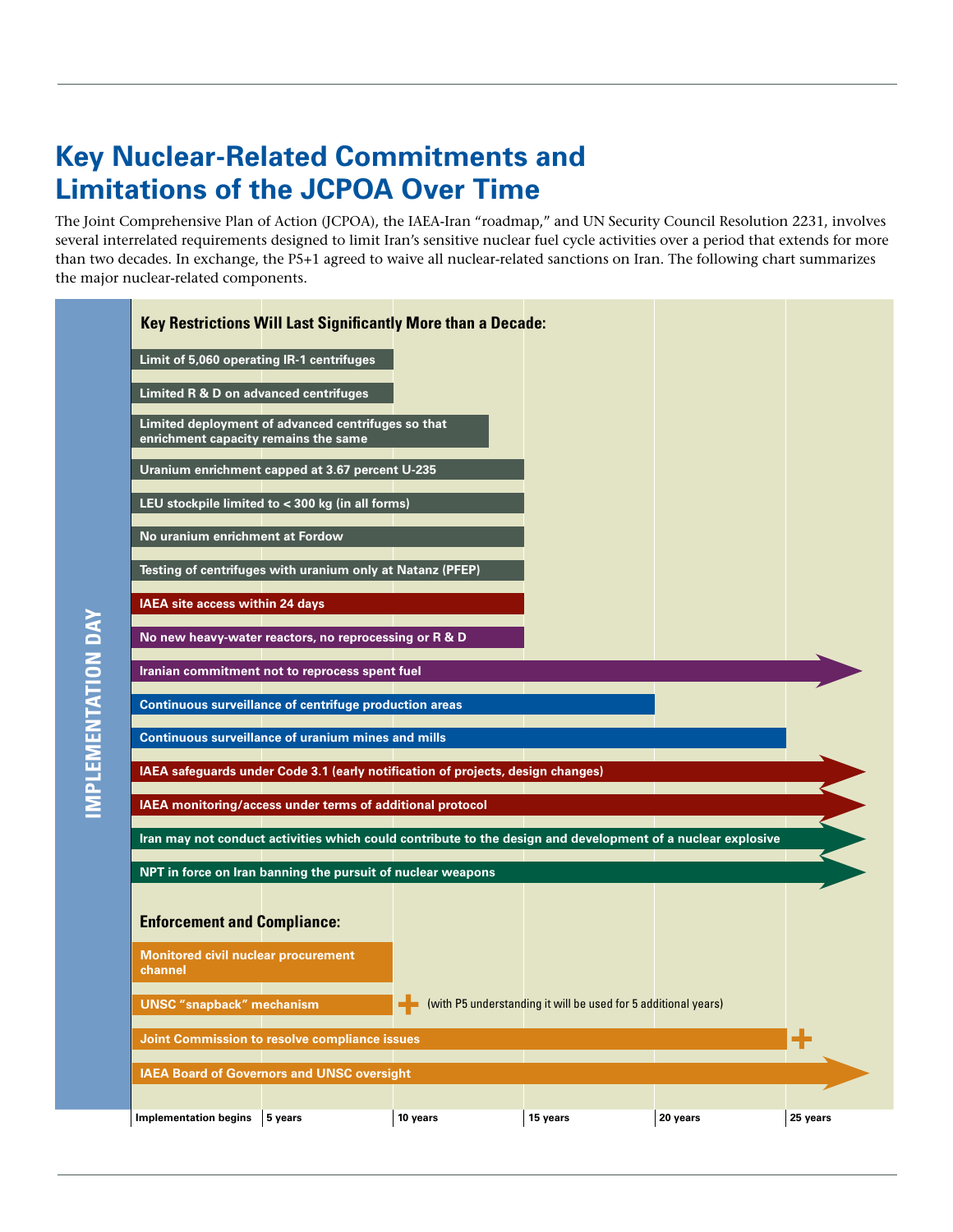# Key Nuclear-Related Commitments and Limitations of the JCPOA Over Time

The Joint Comprehensive Plan of Action (JCPOA), the IAEA-Iran "roadmap," and UN Security Council Resolution 2231, involves several interrelated requirements designed to limit Iran's sensitive nuclear fuel cycle activities over a period that extends for more than two decades. In exchange, the P5+1 agreed to waive all nuclear-related sanctions on Iran. The following chart summarizes the major nuclear-related components.

**IMPLEMENTATION DAY**

### Key Restrictions Will Last Significantly More than a Decade:

- Limit of 5,060 operating IR-1 centrifuges
- Limited R & D on advanced centrifuges
- Limited deployment of advanced centrifuges so that enrichment capacity remains the same
- Uranium enrichment capped at 3.67 percent U-235
- LEU stockpile limited to < 300 kg (in all forms)
- No uranium enrichment at Fordow
- Testing of centrifuges with uranium only at Natanz (PFEP)
- IAEA site access within 24 days
- No new heavy-water reactors, no reprocessing or R & D
- Iranian commitment not to reprocess spent fuel
- Continuous surveillance of centrifuge production areas
- Continuous surveillance of uranium mines and mills
- IAEA safeguards under Code 3.1 (early notification of projects, design changes)
- IAEA monitoring/access under terms of additional protocol
- Iran may not conduct activities which could contribute to the design and development of a nuclear explosive
- NPT in force on Iran banning the pursuit of nuclear weapons

### Enforcement and Compliance:

- Monitored civil nuclear procurement channel
- UNSC "snapback" mechanism + (with P5 understanding it will be used for 5 additional years)
- Joint Commission to resolve compliance issues +
- IAEA Board of Governors and UNSC oversight

Implementation begins | 5 years | 10 years | 15 years | 20 years | 25 years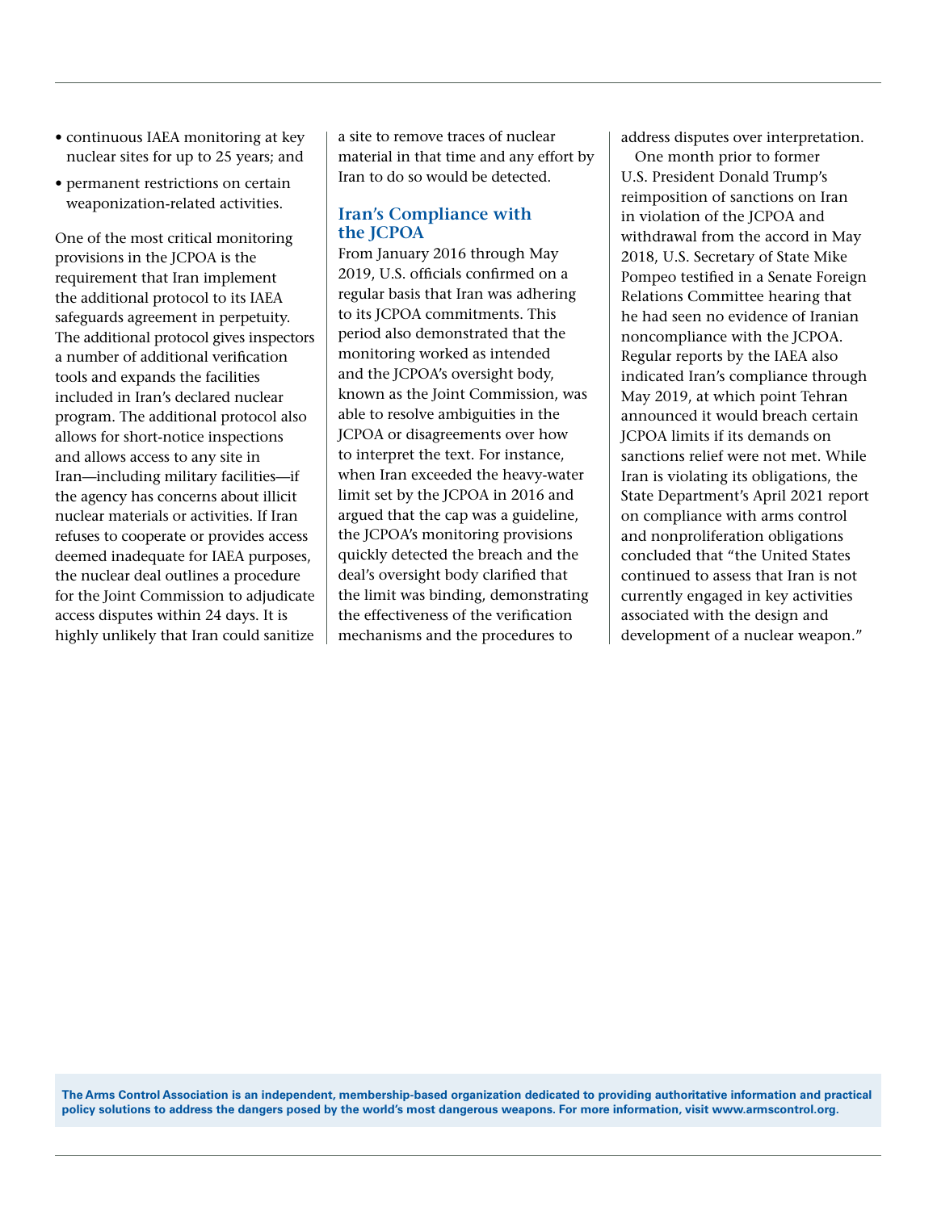- continuous IAEA monitoring at key nuclear sites for up to 25 years; and
- permanent restrictions on certain weaponization-related activities.

One of the most critical monitoring provisions in the JCPOA is the requirement that Iran implement the additional protocol to its IAEA safeguards agreement in perpetuity. The additional protocol gives inspectors a number of additional verification tools and expands the facilities included in Iran's declared nuclear program. The additional protocol also allows for short-notice inspections and allows access to any site in Iran—including military facilities—if the agency has concerns about illicit nuclear materials or activities. If Iran refuses to cooperate or provides access deemed inadequate for IAEA purposes, the nuclear deal outlines a procedure for the Joint Commission to adjudicate access disputes within 24 days. It is highly unlikely that Iran could sanitize a site to remove traces of nuclear material in that time and any effort by Iran to do so would be detected.

## Iran's Compliance with the JCPOA

From January 2016 through May 2019, U.S. officials confirmed on a regular basis that Iran was adhering to its JCPOA commitments. This period also demonstrated that the monitoring worked as intended and the JCPOA's oversight body, known as the Joint Commission, was able to resolve ambiguities in the JCPOA or disagreements over how to interpret the text. For instance, when Iran exceeded the heavy-water limit set by the JCPOA in 2016 and argued that the cap was a guideline, the JCPOA's monitoring provisions quickly detected the breach and the deal's oversight body clarified that the limit was binding, demonstrating the effectiveness of the verification mechanisms and the procedures to address disputes over interpretation.

One month prior to former U.S. President Donald Trump's reimposition of sanctions on Iran in violation of the JCPOA and withdrawal from the accord in May 2018, U.S. Secretary of State Mike Pompeo testified in a Senate Foreign Relations Committee hearing that he had seen no evidence of Iranian noncompliance with the JCPOA. Regular reports by the IAEA also indicated Iran's compliance through May 2019, at which point Tehran announced it would breach certain JCPOA limits if its demands on sanctions relief were not met. While Iran is violating its obligations, the State Department's April 2021 report on compliance with arms control and nonproliferation obligations concluded that "the United States continued to assess that Iran is not currently engaged in key activities associated with the design and development of a nuclear weapon."

**The Arms Control Association is an independent, membership-based organization dedicated to providing authoritative information and practical policy solutions to address the dangers posed by the world's most dangerous weapons. For more information, visit www.armscontrol.org.**